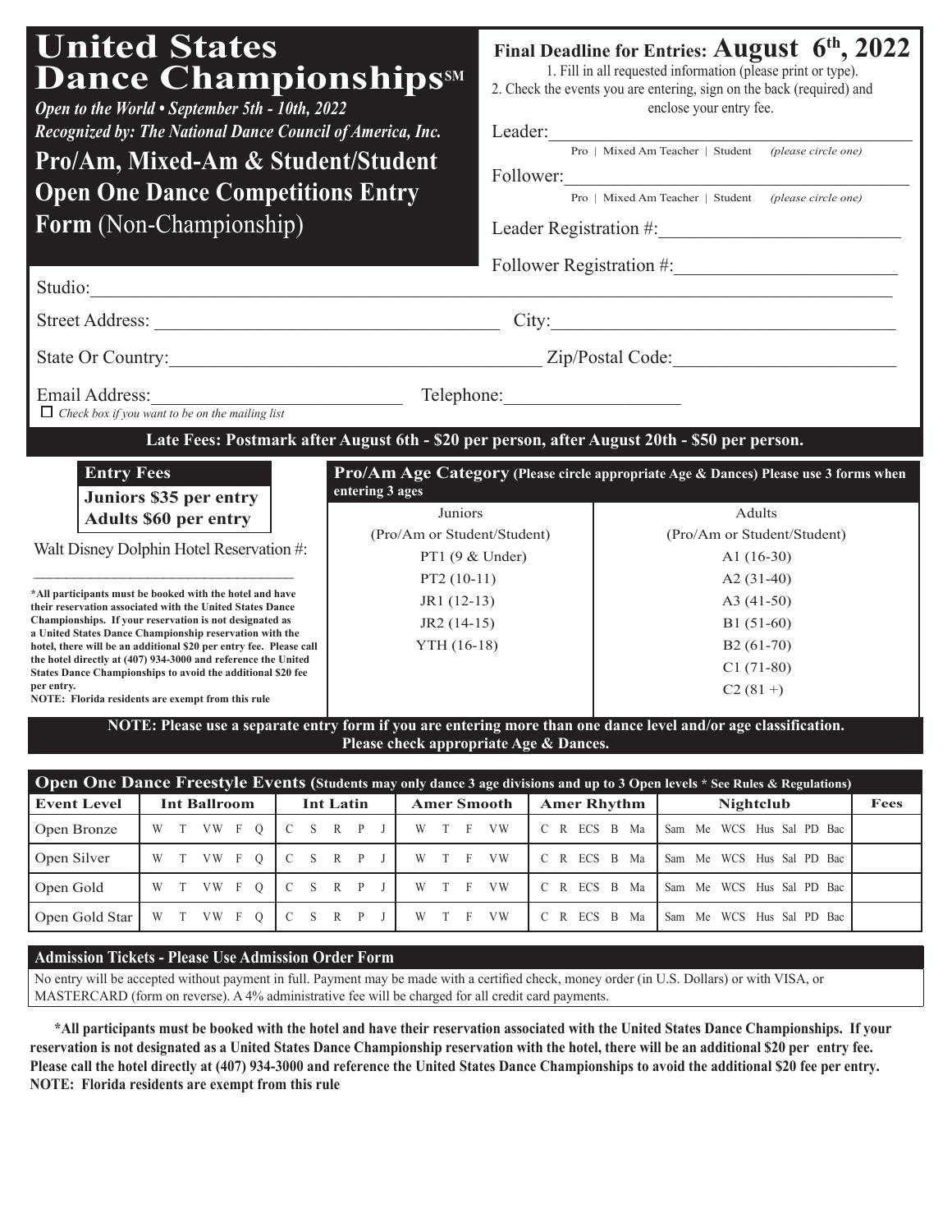# United States Dance Championships℠

*Open to the World • September 5th - 10th, 2022*

*Recognized by: The National Dance Council of America, Inc.*

## Pro/Am, Mixed-Am & Student/Student Open One Dance Competitions Entry Form (Non-Championship)

**Final Deadline for Entries: August 6th, 2022**

1. Fill in all requested information (please print or type).
2. Check the events you are entering, sign on the back (required) and enclose your entry fee.

Leader:______________________________

Pro | Mixed Am Teacher | Student *(please circle one)*

Follower:______________________________

Pro | Mixed Am Teacher | Student *(please circle one)*

Leader Registration #:______________________________

Follower Registration #:______________________________

Studio:______________________________

Street Address:______________________________ City:______________________________

State Or Country:______________________________ Zip/Postal Code:______________________________

Email Address:______________________________ Telephone:______________________________

☐ *Check box if you want to be on the mailing list*

**Late Fees: Postmark after August 6th - $20 per person, after August 20th - $50 per person.**

**Entry Fees**

**Juniors $35 per entry**

**Adults $60 per entry**

Walt Disney Dolphin Hotel Reservation #:

______________________________

**\*All participants must be booked with the hotel and have their reservation associated with the United States Dance Championships. If your reservation is not designated as a United States Dance Championship reservation with the hotel, there will be an additional $20 per entry fee. Please call the hotel directly at (407) 934-3000 and reference the United States Dance Championships to avoid the additional $20 fee per entry.**
**NOTE: Florida residents are exempt from this rule**

**Pro/Am Age Category (Please circle appropriate Age & Dances) Please use 3 forms when entering 3 ages**

| Juniors (Pro/Am or Student/Student) | Adults (Pro/Am or Student/Student) |
|---|---|
| PT1 (9 & Under) | A1 (16-30) |
| PT2 (10-11) | A2 (31-40) |
| JR1 (12-13) | A3 (41-50) |
| JR2 (14-15) | B1 (51-60) |
| YTH (16-18) | B2 (61-70) |
| | C1 (71-80) |
| | C2 (81 +) |

**NOTE: Please use a separate entry form if you are entering more than one dance level and/or age classification. Please check appropriate Age & Dances.**

**Open One Dance Freestyle Events (Students may only dance 3 age divisions and up to 3 Open levels \* See Rules & Regulations)**

| Event Level | Int Ballroom | Int Latin | Amer Smooth | Amer Rhythm | Nightclub | Fees |
|---|---|---|---|---|---|---|
| Open Bronze | W T VW F Q | C S R P J | W T F VW | C R ECS B Ma | Sam Me WCS Hus Sal PD Bac | |
| Open Silver | W T VW F Q | C S R P J | W T F VW | C R ECS B Ma | Sam Me WCS Hus Sal PD Bac | |
| Open Gold | W T VW F Q | C S R P J | W T F VW | C R ECS B Ma | Sam Me WCS Hus Sal PD Bac | |
| Open Gold Star | W T VW F Q | C S R P J | W T F VW | C R ECS B Ma | Sam Me WCS Hus Sal PD Bac | |

**Admission Tickets - Please Use Admission Order Form**

No entry will be accepted without payment in full. Payment may be made with a certified check, money order (in U.S. Dollars) or with VISA, or MASTERCARD (form on reverse). A 4% administrative fee will be charged for all credit card payments.

**\*All participants must be booked with the hotel and have their reservation associated with the United States Dance Championships. If your reservation is not designated as a United States Dance Championship reservation with the hotel, there will be an additional $20 per entry fee. Please call the hotel directly at (407) 934-3000 and reference the United States Dance Championships to avoid the additional $20 fee per entry.**
**NOTE: Florida residents are exempt from this rule**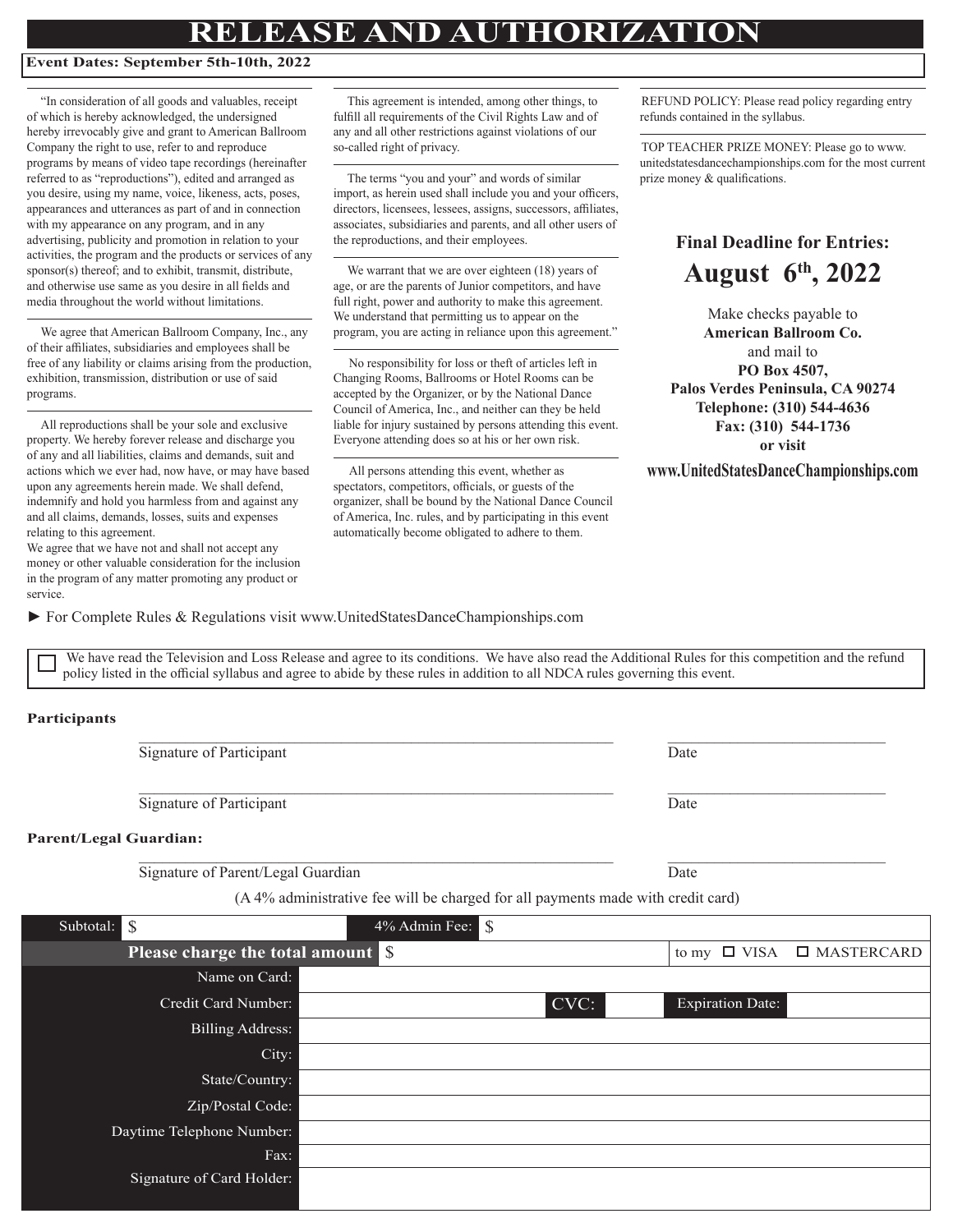# RELEASE AND AUTHORIZATION

**Event Dates: September 5th-10th, 2022**

"In consideration of all goods and valuables, receipt of which is hereby acknowledged, the undersigned hereby irrevocably give and grant to American Ballroom Company the right to use, refer to and reproduce programs by means of video tape recordings (hereinafter referred to as "reproductions"), edited and arranged as you desire, using my name, voice, likeness, acts, poses, appearances and utterances as part of and in connection with my appearance on any program, and in any advertising, publicity and promotion in relation to your activities, the program and the products or services of any sponsor(s) thereof; and to exhibit, transmit, distribute, and otherwise use same as you desire in all fields and media throughout the world without limitations.

We agree that American Ballroom Company, Inc., any of their affiliates, subsidiaries and employees shall be free of any liability or claims arising from the production, exhibition, transmission, distribution or use of said programs.

All reproductions shall be your sole and exclusive property. We hereby forever release and discharge you of any and all liabilities, claims and demands, suit and actions which we ever had, now have, or may have based upon any agreements herein made. We shall defend, indemnify and hold you harmless from and against any and all claims, demands, losses, suits and expenses relating to this agreement.
We agree that we have not and shall not accept any money or other valuable consideration for the inclusion in the program of any matter promoting any product or service.

This agreement is intended, among other things, to fulfill all requirements of the Civil Rights Law and of any and all other restrictions against violations of our so-called right of privacy.

The terms "you and your" and words of similar import, as herein used shall include you and your officers, directors, licensees, lessees, assigns, successors, affiliates, associates, subsidiaries and parents, and all other users of the reproductions, and their employees.

We warrant that we are over eighteen (18) years of age, or are the parents of Junior competitors, and have full right, power and authority to make this agreement. We understand that permitting us to appear on the program, you are acting in reliance upon this agreement."

No responsibility for loss or theft of articles left in Changing Rooms, Ballrooms or Hotel Rooms can be accepted by the Organizer, or by the National Dance Council of America, Inc., and neither can they be held liable for injury sustained by persons attending this event. Everyone attending does so at his or her own risk.

All persons attending this event, whether as spectators, competitors, officials, or guests of the organizer, shall be bound by the National Dance Council of America, Inc. rules, and by participating in this event automatically become obligated to adhere to them.

REFUND POLICY: Please read policy regarding entry refunds contained in the syllabus.

TOP TEACHER PRIZE MONEY: Please go to www. unitedstatesdancechampionships.com for the most current prize money & qualifications.

**Final Deadline for Entries:**
**August 6th, 2022**

Make checks payable to
**American Ballroom Co.**
and mail to
**PO Box 4507,**
**Palos Verdes Peninsula, CA 90274**
**Telephone: (310) 544-4636**
**Fax: (310) 544-1736**
**or visit**
**www.UnitedStatesDanceChampionships.com**

► For Complete Rules & Regulations visit www.UnitedStatesDanceChampionships.com

☐ We have read the Television and Loss Release and agree to its conditions. We have also read the Additional Rules for this competition and the refund policy listed in the official syllabus and agree to abide by these rules in addition to all NDCA rules governing this event.

**Participants**

Signature of Participant ______________________ Date ______________

Signature of Participant ______________________ Date ______________

**Parent/Legal Guardian:**

Signature of Parent/Legal Guardian ______________________ Date ______________

(A 4% administrative fee will be charged for all payments made with credit card)

| | | | |
|---|---|---|---|
| Subtotal: $ | | 4% Admin Fee: $ | |
| **Please charge the total amount** $ | | | to my ☐ VISA ☐ MASTERCARD |
| Name on Card: | | | |
| Credit Card Number: | | CVC: | Expiration Date: |
| Billing Address: | | | |
| City: | | | |
| State/Country: | | | |
| Zip/Postal Code: | | | |
| Daytime Telephone Number: | | | |
| Fax: | | | |
| Signature of Card Holder: | | | |